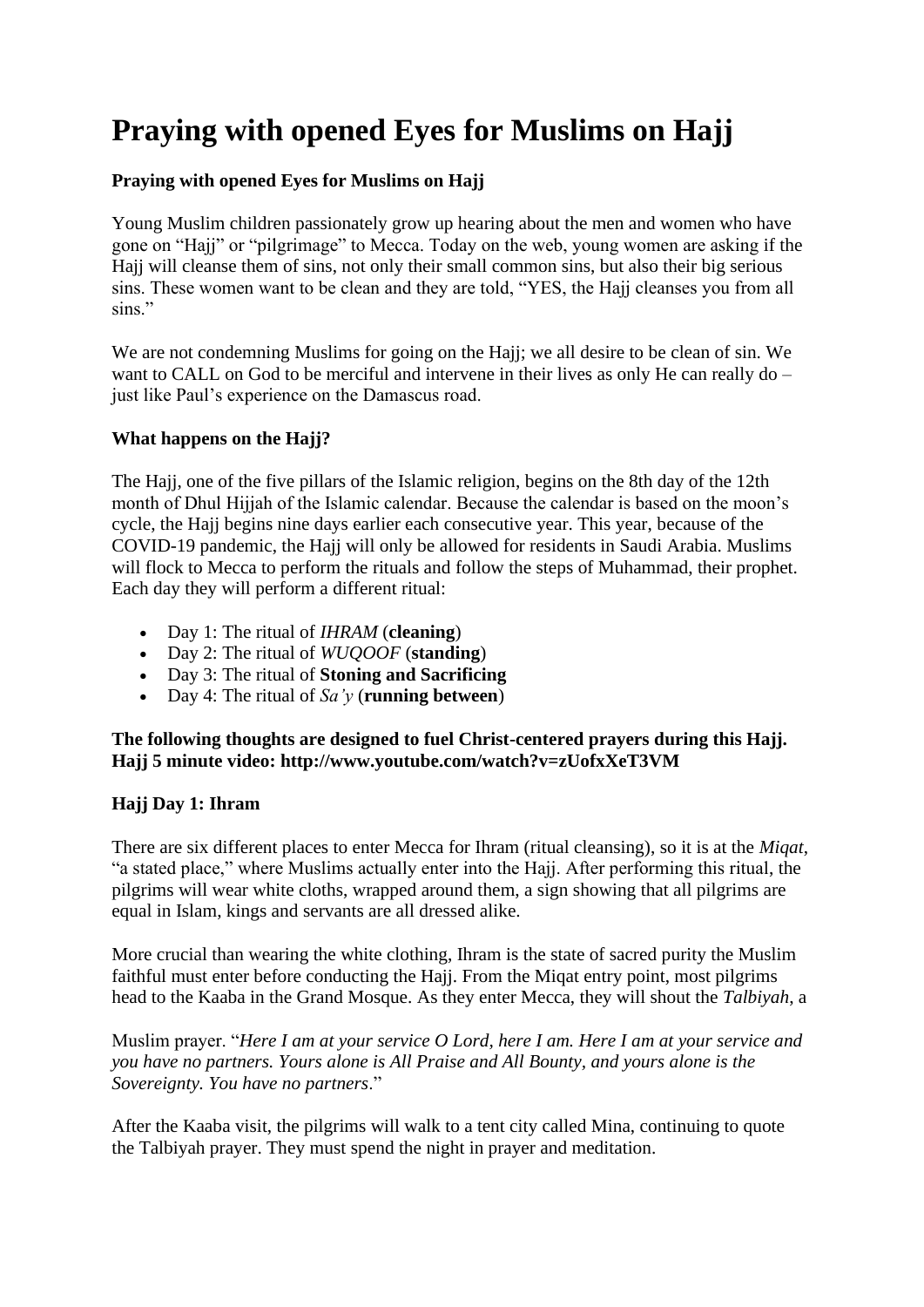# Praying with opened Eyes for Muslims on Hajj

**Praying with opened Eyes for Muslims on Hajj**

Young Muslim children passionately grow up hearing about the men and women who have gone on "Hajj" or "pilgrimage" to Mecca. Today on the web, young women are asking if the Hajj will cleanse them of sins, not only their small common sins, but also their big serious sins. These women want to be clean and they are told, "YES, the Hajj cleanses you from all sins."

We are not condemning Muslims for going on the Hajj; we all desire to be clean of sin. We want to CALL on God to be merciful and intervene in their lives as only He can really do – just like Paul's experience on the Damascus road.

**What happens on the Hajj?**

The Hajj, one of the five pillars of the Islamic religion, begins on the 8th day of the 12th month of Dhul Hijjah of the Islamic calendar. Because the calendar is based on the moon's cycle, the Hajj begins nine days earlier each consecutive year. This year, because of the COVID-19 pandemic, the Hajj will only be allowed for residents in Saudi Arabia. Muslims will flock to Mecca to perform the rituals and follow the steps of Muhammad, their prophet. Each day they will perform a different ritual:

- Day 1: The ritual of *IHRAM* (**cleaning**)
- Day 2: The ritual of *WUQOOF* (**standing**)
- Day 3: The ritual of **Stoning and Sacrificing**
- Day 4: The ritual of *Sa'y* (**running between**)

**The following thoughts are designed to fuel Christ-centered prayers during this Hajj. Hajj 5 minute video: http://www.youtube.com/watch?v=zUofxXeT3VM**

**Hajj Day 1: Ihram**

There are six different places to enter Mecca for Ihram (ritual cleansing), so it is at the *Miqat*, "a stated place," where Muslims actually enter into the Hajj. After performing this ritual, the pilgrims will wear white cloths, wrapped around them, a sign showing that all pilgrims are equal in Islam, kings and servants are all dressed alike.

More crucial than wearing the white clothing, Ihram is the state of sacred purity the Muslim faithful must enter before conducting the Hajj. From the Miqat entry point, most pilgrims head to the Kaaba in the Grand Mosque. As they enter Mecca, they will shout the *Talbiyah*, a Muslim prayer. "*Here I am at your service O Lord, here I am. Here I am at your service and you have no partners. Yours alone is All Praise and All Bounty, and yours alone is the Sovereignty. You have no partners*."

After the Kaaba visit, the pilgrims will walk to a tent city called Mina, continuing to quote the Talbiyah prayer. They must spend the night in prayer and meditation.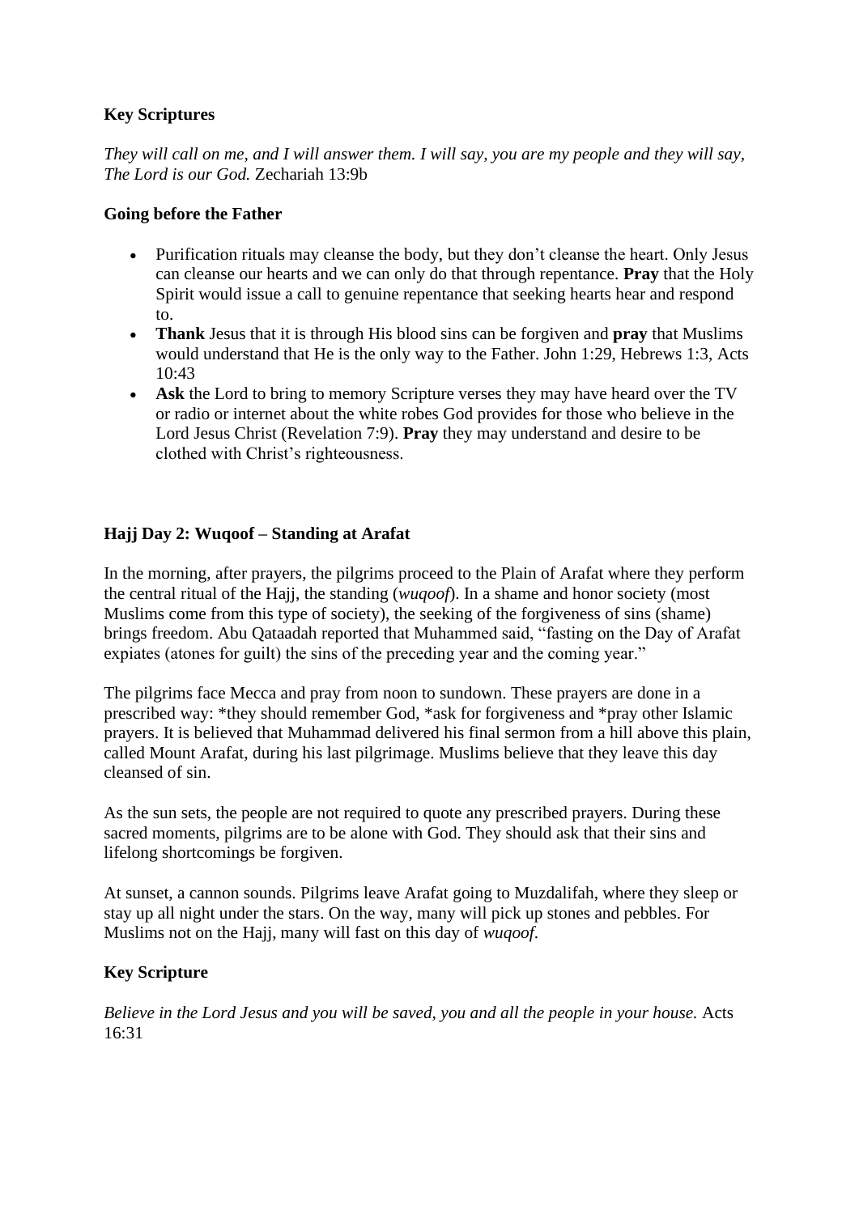**Key Scriptures**

*They will call on me, and I will answer them. I will say, you are my people and they will say, The Lord is our God.* Zechariah 13:9b

**Going before the Father**

- Purification rituals may cleanse the body, but they don't cleanse the heart. Only Jesus can cleanse our hearts and we can only do that through repentance. **Pray** that the Holy Spirit would issue a call to genuine repentance that seeking hearts hear and respond to.
- **Thank** Jesus that it is through His blood sins can be forgiven and **pray** that Muslims would understand that He is the only way to the Father. John 1:29, Hebrews 1:3, Acts 10:43
- **Ask** the Lord to bring to memory Scripture verses they may have heard over the TV or radio or internet about the white robes God provides for those who believe in the Lord Jesus Christ (Revelation 7:9). **Pray** they may understand and desire to be clothed with Christ's righteousness.

**Hajj Day 2: Wuqoof – Standing at Arafat**

In the morning, after prayers, the pilgrims proceed to the Plain of Arafat where they perform the central ritual of the Hajj, the standing (*wuqoof*). In a shame and honor society (most Muslims come from this type of society), the seeking of the forgiveness of sins (shame) brings freedom. Abu Qataadah reported that Muhammed said, "fasting on the Day of Arafat expiates (atones for guilt) the sins of the preceding year and the coming year."

The pilgrims face Mecca and pray from noon to sundown. These prayers are done in a prescribed way: *they should remember God, *ask for forgiveness and *pray other Islamic prayers. It is believed that Muhammad delivered his final sermon from a hill above this plain, called Mount Arafat, during his last pilgrimage. Muslims believe that they leave this day cleansed of sin.

As the sun sets, the people are not required to quote any prescribed prayers. During these sacred moments, pilgrims are to be alone with God. They should ask that their sins and lifelong shortcomings be forgiven.

At sunset, a cannon sounds. Pilgrims leave Arafat going to Muzdalifah, where they sleep or stay up all night under the stars. On the way, many will pick up stones and pebbles. For Muslims not on the Hajj, many will fast on this day of *wuqoof.*

**Key Scripture**

*Believe in the Lord Jesus and you will be saved, you and all the people in your house.* Acts 16:31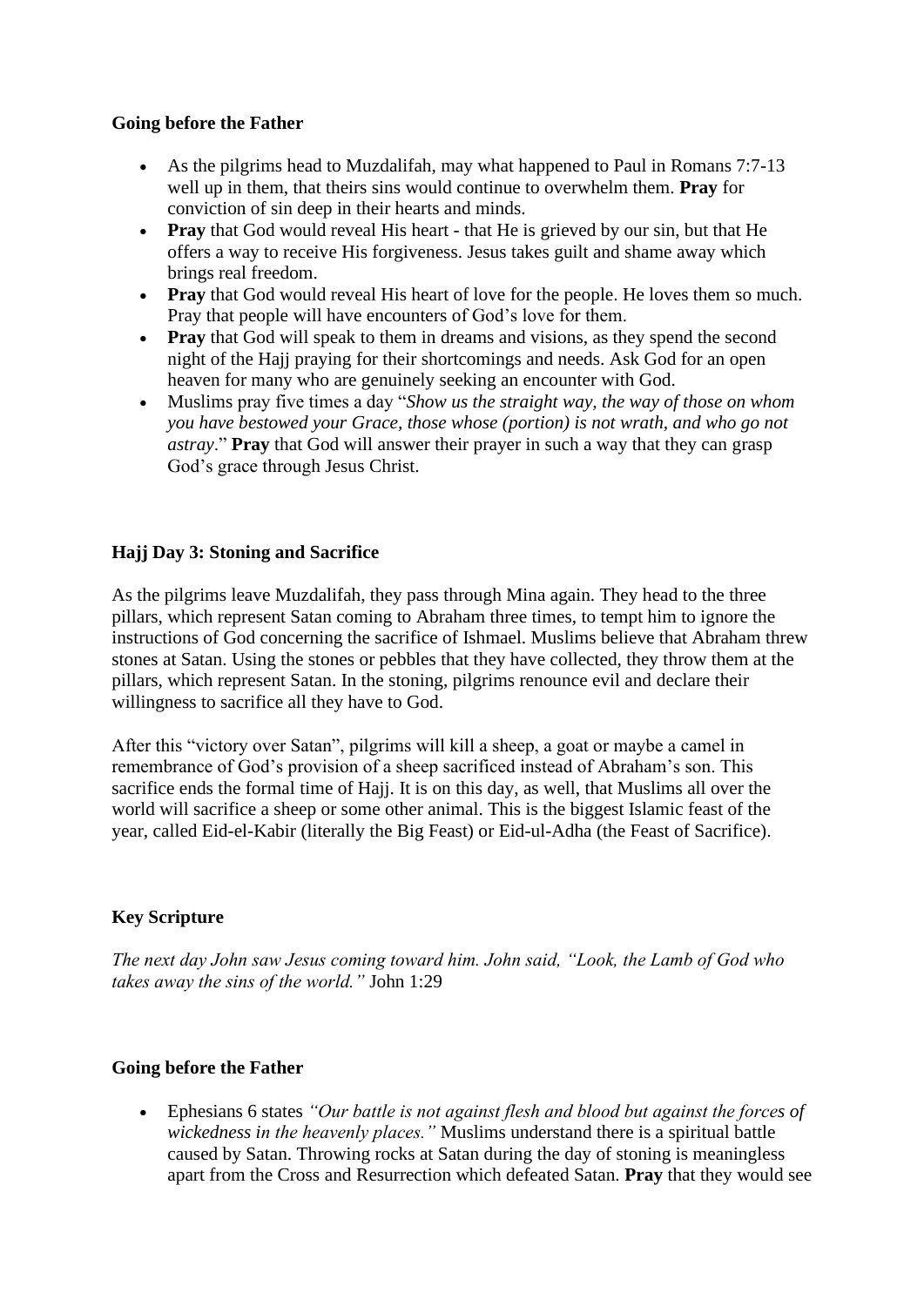**Going before the Father**

- As the pilgrims head to Muzdalifah, may what happened to Paul in Romans 7:7-13 well up in them, that theirs sins would continue to overwhelm them. **Pray** for conviction of sin deep in their hearts and minds.
- **Pray** that God would reveal His heart - that He is grieved by our sin, but that He offers a way to receive His forgiveness. Jesus takes guilt and shame away which brings real freedom.
- **Pray** that God would reveal His heart of love for the people. He loves them so much. Pray that people will have encounters of God's love for them.
- **Pray** that God will speak to them in dreams and visions, as they spend the second night of the Hajj praying for their shortcomings and needs. Ask God for an open heaven for many who are genuinely seeking an encounter with God.
- Muslims pray five times a day "*Show us the straight way, the way of those on whom you have bestowed your Grace, those whose (portion) is not wrath, and who go not astray*." **Pray** that God will answer their prayer in such a way that they can grasp God's grace through Jesus Christ.

**Hajj Day 3: Stoning and Sacrifice**

As the pilgrims leave Muzdalifah, they pass through Mina again. They head to the three pillars, which represent Satan coming to Abraham three times, to tempt him to ignore the instructions of God concerning the sacrifice of Ishmael. Muslims believe that Abraham threw stones at Satan. Using the stones or pebbles that they have collected, they throw them at the pillars, which represent Satan. In the stoning, pilgrims renounce evil and declare their willingness to sacrifice all they have to God.

After this "victory over Satan", pilgrims will kill a sheep, a goat or maybe a camel in remembrance of God's provision of a sheep sacrificed instead of Abraham's son. This sacrifice ends the formal time of Hajj. It is on this day, as well, that Muslims all over the world will sacrifice a sheep or some other animal. This is the biggest Islamic feast of the year, called Eid-el-Kabir (literally the Big Feast) or Eid-ul-Adha (the Feast of Sacrifice).

**Key Scripture**

*The next day John saw Jesus coming toward him. John said, "Look, the Lamb of God who takes away the sins of the world."* John 1:29

**Going before the Father**

- Ephesians 6 states *"Our battle is not against flesh and blood but against the forces of wickedness in the heavenly places."* Muslims understand there is a spiritual battle caused by Satan. Throwing rocks at Satan during the day of stoning is meaningless apart from the Cross and Resurrection which defeated Satan. **Pray** that they would see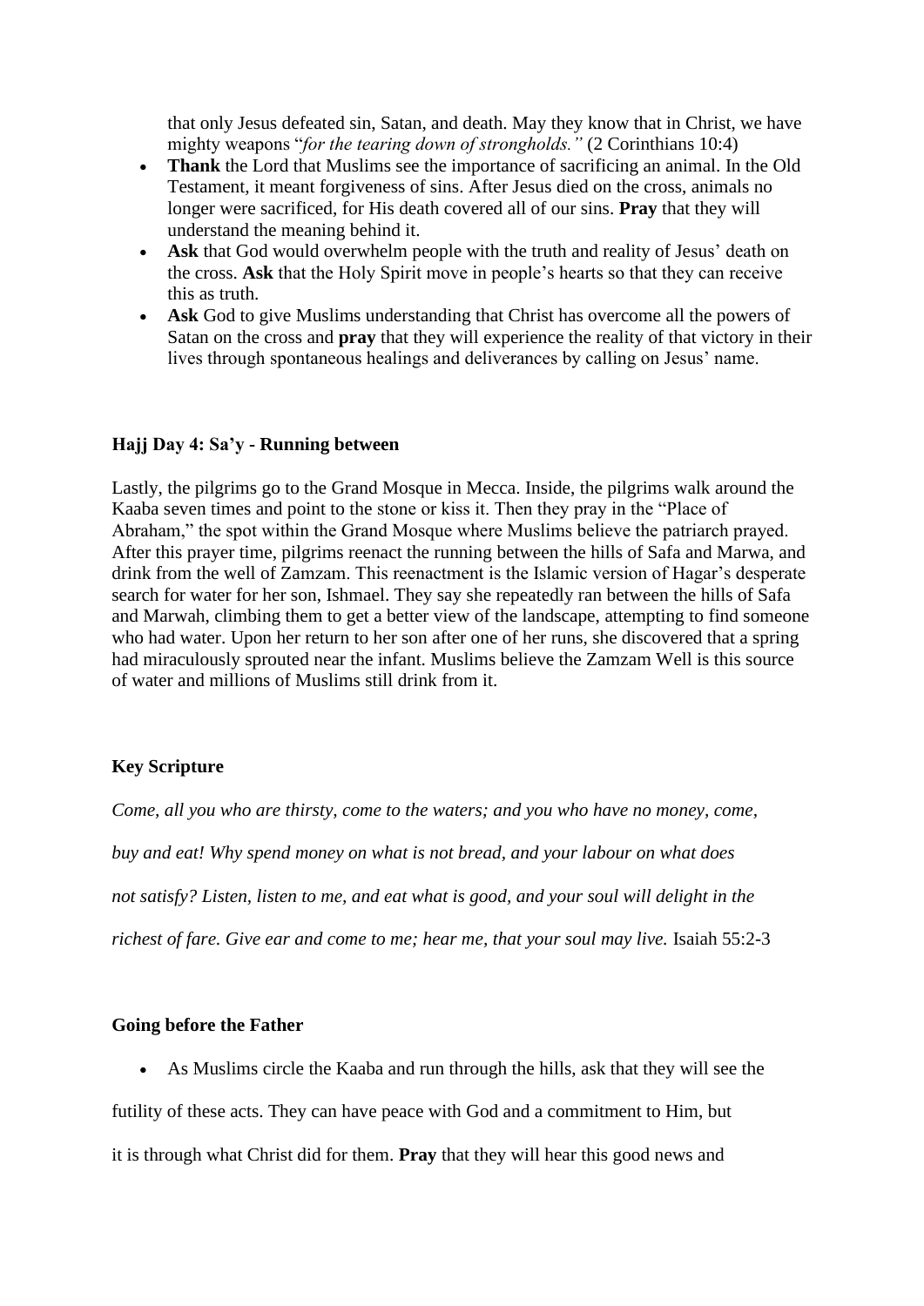that only Jesus defeated sin, Satan, and death. May they know that in Christ, we have mighty weapons "*for the tearing down of strongholds."* (2 Corinthians 10:4)

- **Thank** the Lord that Muslims see the importance of sacrificing an animal. In the Old Testament, it meant forgiveness of sins. After Jesus died on the cross, animals no longer were sacrificed, for His death covered all of our sins. **Pray** that they will understand the meaning behind it.
- **Ask** that God would overwhelm people with the truth and reality of Jesus' death on the cross. **Ask** that the Holy Spirit move in people's hearts so that they can receive this as truth.
- **Ask** God to give Muslims understanding that Christ has overcome all the powers of Satan on the cross and **pray** that they will experience the reality of that victory in their lives through spontaneous healings and deliverances by calling on Jesus' name.

**Hajj Day 4: Sa'y - Running between**

Lastly, the pilgrims go to the Grand Mosque in Mecca. Inside, the pilgrims walk around the Kaaba seven times and point to the stone or kiss it. Then they pray in the "Place of Abraham," the spot within the Grand Mosque where Muslims believe the patriarch prayed. After this prayer time, pilgrims reenact the running between the hills of Safa and Marwa, and drink from the well of Zamzam. This reenactment is the Islamic version of Hagar's desperate search for water for her son, Ishmael. They say she repeatedly ran between the hills of Safa and Marwah, climbing them to get a better view of the landscape, attempting to find someone who had water. Upon her return to her son after one of her runs, she discovered that a spring had miraculously sprouted near the infant. Muslims believe the Zamzam Well is this source of water and millions of Muslims still drink from it.

**Key Scripture**

*Come, all you who are thirsty, come to the waters; and you who have no money, come, buy and eat! Why spend money on what is not bread, and your labour on what does not satisfy? Listen, listen to me, and eat what is good, and your soul will delight in the richest of fare. Give ear and come to me; hear me, that your soul may live.* Isaiah 55:2-3

**Going before the Father**

- As Muslims circle the Kaaba and run through the hills, ask that they will see the futility of these acts. They can have peace with God and a commitment to Him, but it is through what Christ did for them. **Pray** that they will hear this good news and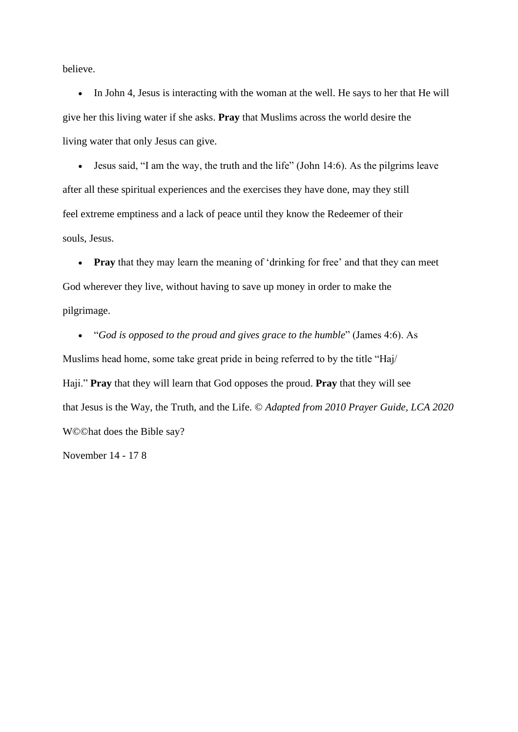believe.

- In John 4, Jesus is interacting with the woman at the well. He says to her that He will give her this living water if she asks. **Pray** that Muslims across the world desire the living water that only Jesus can give.

- Jesus said, "I am the way, the truth and the life" (John 14:6). As the pilgrims leave after all these spiritual experiences and the exercises they have done, may they still feel extreme emptiness and a lack of peace until they know the Redeemer of their souls, Jesus.

- **Pray** that they may learn the meaning of 'drinking for free' and that they can meet God wherever they live, without having to save up money in order to make the pilgrimage.

- "*God is opposed to the proud and gives grace to the humble*" (James 4:6). As Muslims head home, some take great pride in being referred to by the title "Haj/ Haji." **Pray** that they will learn that God opposes the proud. **Pray** that they will see that Jesus is the Way, the Truth, and the Life. © *Adapted from 2010 Prayer Guide, LCA 2020*

W©©hat does the Bible say?

November 14 - 17 8